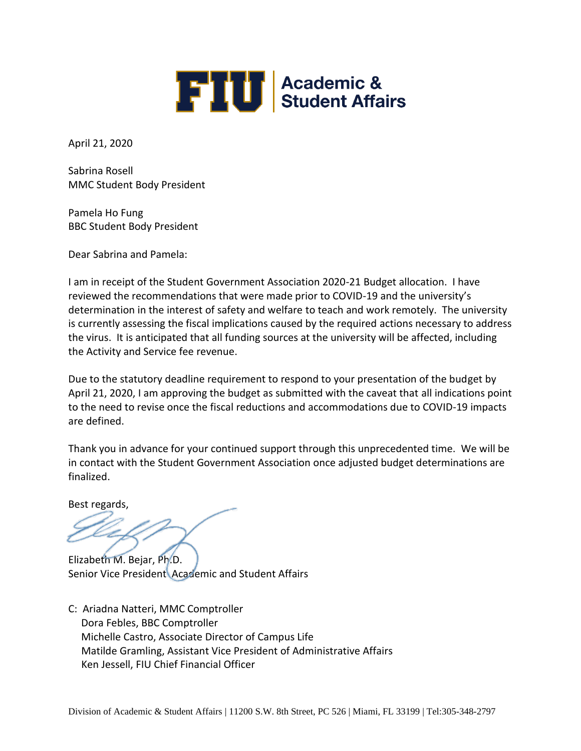**FIU | Academic & Student Affairs**

April 21, 2020

Sabrina Rosell
MMC Student Body President

Pamela Ho Fung
BBC Student Body President

Dear Sabrina and Pamela:

I am in receipt of the Student Government Association 2020-21 Budget allocation. I have reviewed the recommendations that were made prior to COVID-19 and the university's determination in the interest of safety and welfare to teach and work remotely. The university is currently assessing the fiscal implications caused by the required actions necessary to address the virus. It is anticipated that all funding sources at the university will be affected, including the Activity and Service fee revenue.

Due to the statutory deadline requirement to respond to your presentation of the budget by April 21, 2020, I am approving the budget as submitted with the caveat that all indications point to the need to revise once the fiscal reductions and accommodations due to COVID-19 impacts are defined.

Thank you in advance for your continued support through this unprecedented time. We will be in contact with the Student Government Association once adjusted budget determinations are finalized.

Best regards,

Elizabeth M. Bejar, Ph.D.
Senior Vice President Academic and Student Affairs

C: Ariadna Natteri, MMC Comptroller
Dora Febles, BBC Comptroller
Michelle Castro, Associate Director of Campus Life
Matilde Gramling, Assistant Vice President of Administrative Affairs
Ken Jessell, FIU Chief Financial Officer

Division of Academic & Student Affairs | 11200 S.W. 8th Street, PC 526 | Miami, FL 33199 | Tel:305-348-2797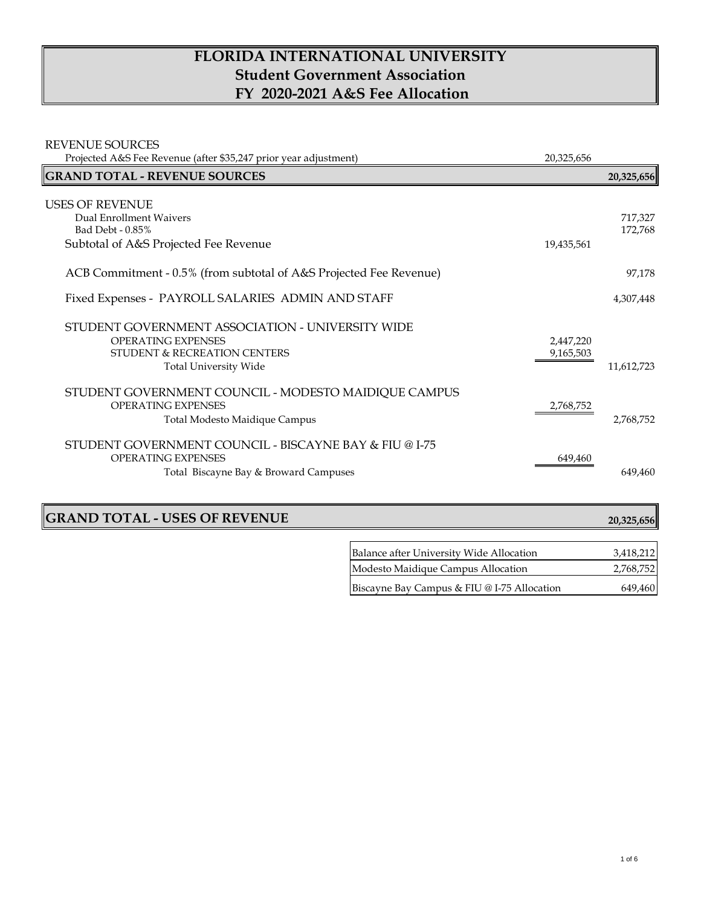# FLORIDA INTERNATIONAL UNIVERSITY
## Student Government Association
## FY 2020-2021 A&S Fee Allocation

| | | |
|---|---|---|
| **REVENUE SOURCES** | | |
| Projected A&S Fee Revenue (after $35,247 prior year adjustment) | 20,325,656 | |
| **GRAND TOTAL - REVENUE SOURCES** | | **20,325,656** |
| **USES OF REVENUE** | | |
| Dual Enrollment Waivers | | 717,327 |
| Bad Debt - 0.85% | | 172,768 |
| Subtotal of A&S Projected Fee Revenue | 19,435,561 | |
| ACB Commitment - 0.5% (from subtotal of A&S Projected Fee Revenue) | | 97,178 |
| Fixed Expenses - PAYROLL SALARIES ADMIN AND STAFF | | 4,307,448 |
| STUDENT GOVERNMENT ASSOCIATION - UNIVERSITY WIDE | | |
| OPERATING EXPENSES | 2,447,220 | |
| STUDENT & RECREATION CENTERS | 9,165,503 | |
| Total University Wide | | 11,612,723 |
| STUDENT GOVERNMENT COUNCIL - MODESTO MAIDIQUE CAMPUS | | |
| OPERATING EXPENSES | 2,768,752 | |
| Total Modesto Maidique Campus | | 2,768,752 |
| STUDENT GOVERNMENT COUNCIL - BISCAYNE BAY & FIU @ I-75 | | |
| OPERATING EXPENSES | 649,460 | |
| Total Biscayne Bay & Broward Campuses | | 649,460 |
| **GRAND TOTAL - USES OF REVENUE** | | **20,325,656** |

| | |
|---|---|
| Balance after University Wide Allocation | 3,418,212 |
| Modesto Maidique Campus Allocation | 2,768,752 |
| Biscayne Bay Campus & FIU @ I-75 Allocation | 649,460 |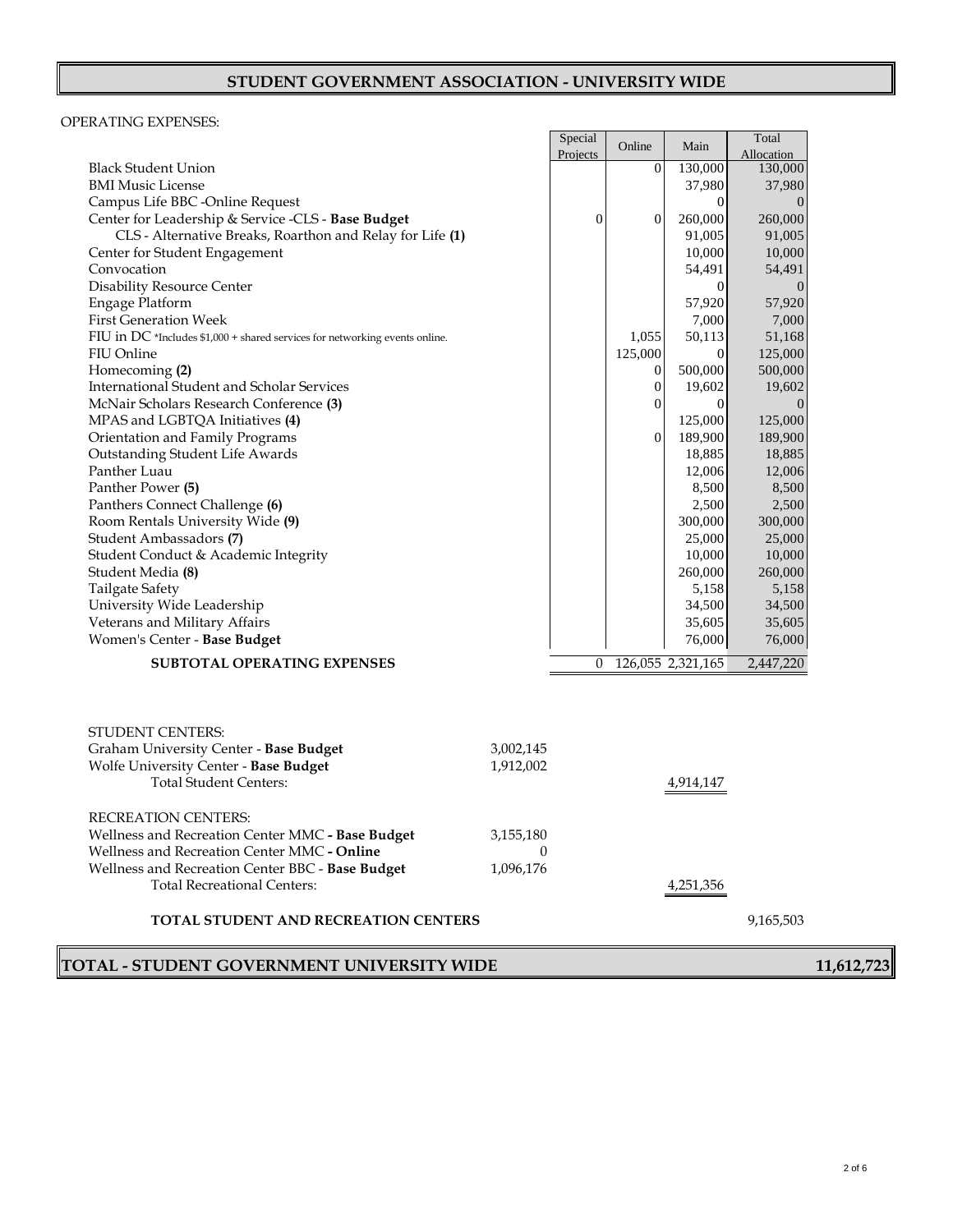# STUDENT GOVERNMENT ASSOCIATION - UNIVERSITY WIDE

OPERATING EXPENSES:

| | Special Projects | Online | Main | Total Allocation |
|---|---|---|---|---|
| Black Student Union | | 0 | 130,000 | 130,000 |
| BMI Music License | | | 37,980 | 37,980 |
| Campus Life BBC -Online Request | | | 0 | 0 |
| Center for Leadership & Service -CLS - **Base Budget** | 0 | 0 | 260,000 | 260,000 |
| CLS - Alternative Breaks, Roarthon and Relay for Life **(1)** | | | 91,005 | 91,005 |
| Center for Student Engagement | | | 10,000 | 10,000 |
| Convocation | | | 54,491 | 54,491 |
| Disability Resource Center | | | 0 | 0 |
| Engage Platform | | | 57,920 | 57,920 |
| First Generation Week | | | 7,000 | 7,000 |
| FIU in DC *Includes $1,000 + shared services for networking events online. | | 1,055 | 50,113 | 51,168 |
| FIU Online | | 125,000 | 0 | 125,000 |
| Homecoming **(2)** | | 0 | 500,000 | 500,000 |
| International Student and Scholar Services | | 0 | 19,602 | 19,602 |
| McNair Scholars Research Conference **(3)** | | 0 | 0 | 0 |
| MPAS and LGBTQA Initiatives **(4)** | | | 125,000 | 125,000 |
| Orientation and Family Programs | | 0 | 189,900 | 189,900 |
| Outstanding Student Life Awards | | | 18,885 | 18,885 |
| Panther Luau | | | 12,006 | 12,006 |
| Panther Power **(5)** | | | 8,500 | 8,500 |
| Panthers Connect Challenge **(6)** | | | 2,500 | 2,500 |
| Room Rentals University Wide **(9)** | | | 300,000 | 300,000 |
| Student Ambassadors **(7)** | | | 25,000 | 25,000 |
| Student Conduct & Academic Integrity | | | 10,000 | 10,000 |
| Student Media **(8)** | | | 260,000 | 260,000 |
| Tailgate Safety | | | 5,158 | 5,158 |
| University Wide Leadership | | | 34,500 | 34,500 |
| Veterans and Military Affairs | | | 35,605 | 35,605 |
| Women's Center - **Base Budget** | | | 76,000 | 76,000 |
| **SUBTOTAL OPERATING EXPENSES** | 0 | 126,055 | 2,321,165 | 2,447,220 |

| | | | |
|---|---|---|---|
| STUDENT CENTERS: | | | |
| Graham University Center - **Base Budget** | 3,002,145 | | |
| Wolfe University Center - **Base Budget** | 1,912,002 | | |
| Total Student Centers: | | 4,914,147 | |
| RECREATION CENTERS: | | | |
| Wellness and Recreation Center MMC **- Base Budget** | 3,155,180 | | |
| Wellness and Recreation Center MMC **- Online** | 0 | | |
| Wellness and Recreation Center BBC - **Base Budget** | 1,096,176 | | |
| Total Recreational Centers: | | 4,251,356 | |
| **TOTAL STUDENT AND RECREATION CENTERS** | | | 9,165,503 |

**TOTAL - STUDENT GOVERNMENT UNIVERSITY WIDE** **11,612,723**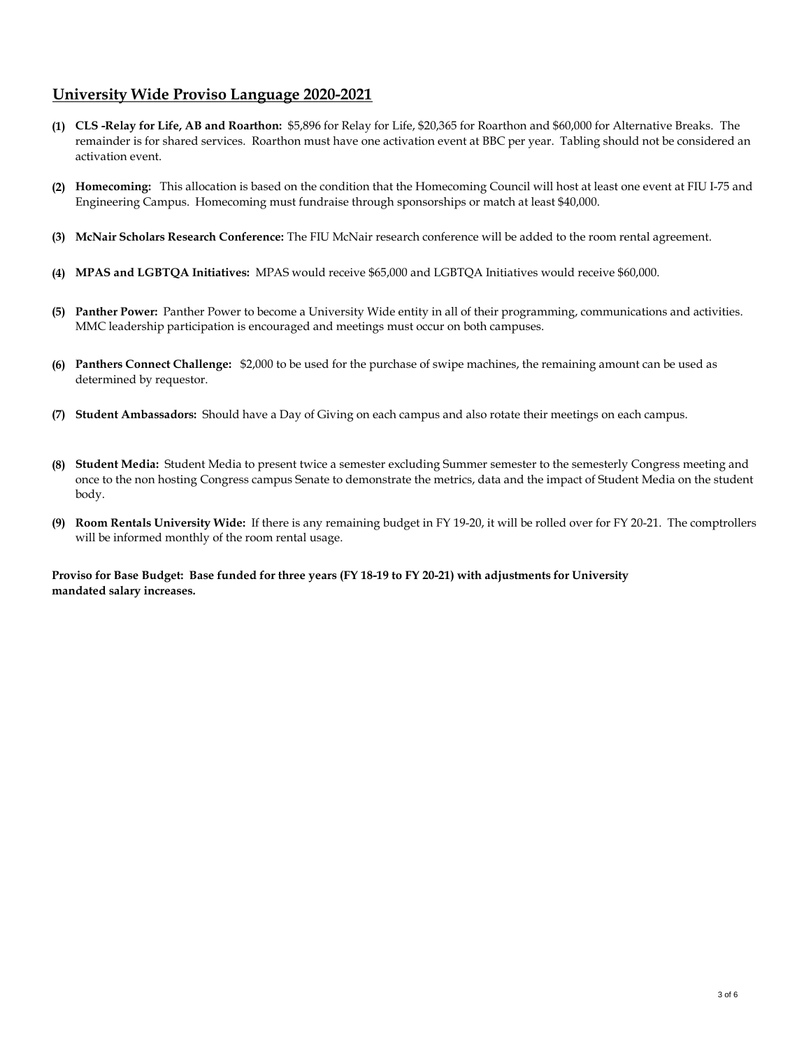## University Wide Proviso Language 2020-2021

**(1) CLS -Relay for Life, AB and Roarthon:** $5,896 for Relay for Life, $20,365 for Roarthon and $60,000 for Alternative Breaks. The remainder is for shared services. Roarthon must have one activation event at BBC per year. Tabling should not be considered an activation event.

**(2) Homecoming:** This allocation is based on the condition that the Homecoming Council will host at least one event at FIU I-75 and Engineering Campus. Homecoming must fundraise through sponsorships or match at least $40,000.

**(3) McNair Scholars Research Conference:** The FIU McNair research conference will be added to the room rental agreement.

**(4) MPAS and LGBTQA Initiatives:** MPAS would receive $65,000 and LGBTQA Initiatives would receive $60,000.

**(5) Panther Power:** Panther Power to become a University Wide entity in all of their programming, communications and activities. MMC leadership participation is encouraged and meetings must occur on both campuses.

**(6) Panthers Connect Challenge:** $2,000 to be used for the purchase of swipe machines, the remaining amount can be used as determined by requestor.

**(7) Student Ambassadors:** Should have a Day of Giving on each campus and also rotate their meetings on each campus.

**(8) Student Media:** Student Media to present twice a semester excluding Summer semester to the semesterly Congress meeting and once to the non hosting Congress campus Senate to demonstrate the metrics, data and the impact of Student Media on the student body.

**(9) Room Rentals University Wide:** If there is any remaining budget in FY 19-20, it will be rolled over for FY 20-21. The comptrollers will be informed monthly of the room rental usage.

**Proviso for Base Budget: Base funded for three years (FY 18-19 to FY 20-21) with adjustments for University mandated salary increases.**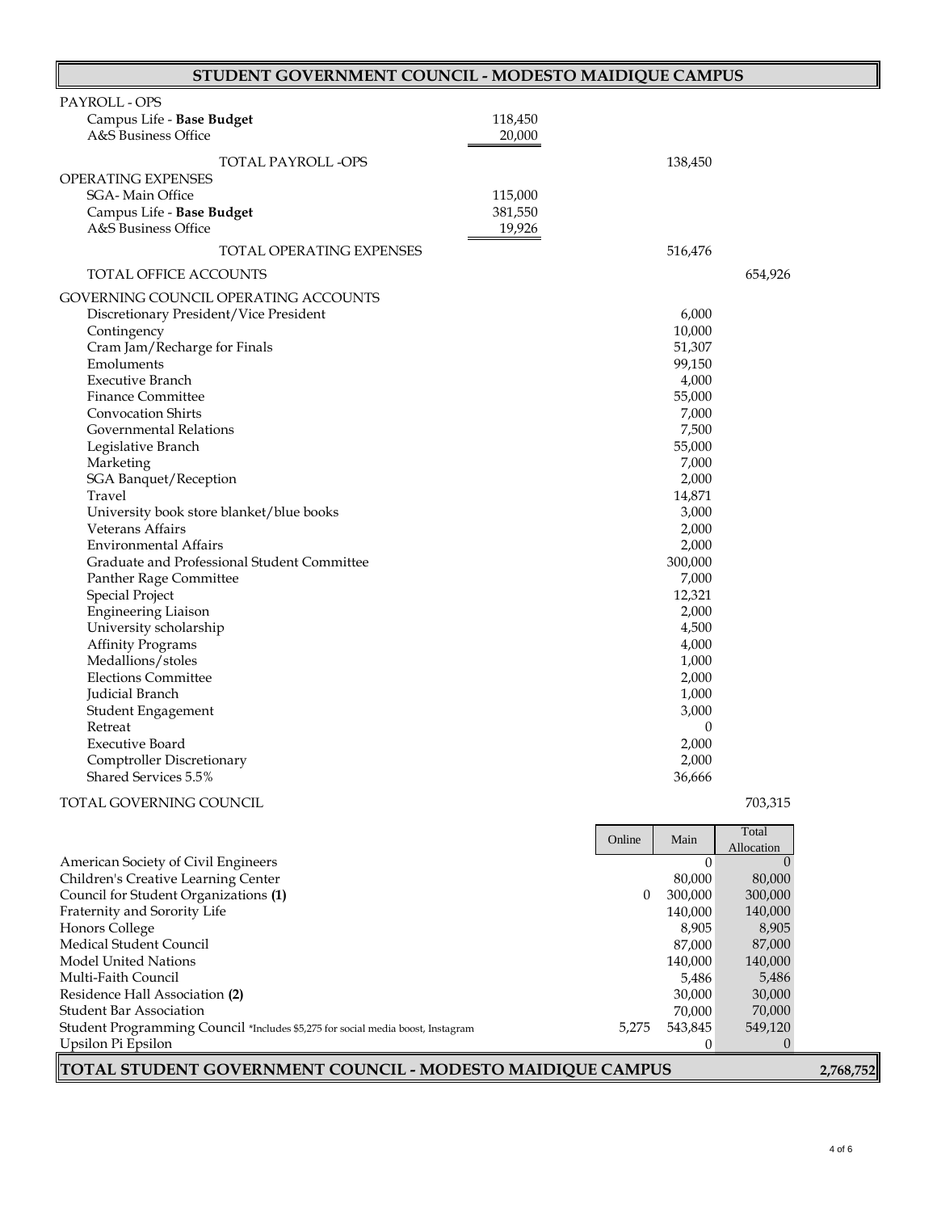# STUDENT GOVERNMENT COUNCIL - MODESTO MAIDIQUE CAMPUS

| | | | |
|---|---|---|---|
| PAYROLL - OPS | | | |
| Campus Life - **Base Budget** | 118,450 | | |
| A&S Business Office | 20,000 | | |
| TOTAL PAYROLL -OPS | | 138,450 | |
| OPERATING EXPENSES | | | |
| SGA- Main Office | 115,000 | | |
| Campus Life - **Base Budget** | 381,550 | | |
| A&S Business Office | 19,926 | | |
| TOTAL OPERATING EXPENSES | | 516,476 | |
| TOTAL OFFICE ACCOUNTS | | | 654,926 |
| GOVERNING COUNCIL OPERATING ACCOUNTS | | | |
| Discretionary President/Vice President | | 6,000 | |
| Contingency | | 10,000 | |
| Cram Jam/Recharge for Finals | | 51,307 | |
| Emoluments | | 99,150 | |
| Executive Branch | | 4,000 | |
| Finance Committee | | 55,000 | |
| Convocation Shirts | | 7,000 | |
| Governmental Relations | | 7,500 | |
| Legislative Branch | | 55,000 | |
| Marketing | | 7,000 | |
| SGA Banquet/Reception | | 2,000 | |
| Travel | | 14,871 | |
| University book store blanket/blue books | | 3,000 | |
| Veterans Affairs | | 2,000 | |
| Environmental Affairs | | 2,000 | |
| Graduate and Professional Student Committee | | 300,000 | |
| Panther Rage Committee | | 7,000 | |
| Special Project | | 12,321 | |
| Engineering Liaison | | 2,000 | |
| University scholarship | | 4,500 | |
| Affinity Programs | | 4,000 | |
| Medallions/stoles | | 1,000 | |
| Elections Committee | | 2,000 | |
| Judicial Branch | | 1,000 | |
| Student Engagement | | 3,000 | |
| Retreat | | 0 | |
| Executive Board | | 2,000 | |
| Comptroller Discretionary | | 2,000 | |
| Shared Services 5.5% | | 36,666 | |
| TOTAL GOVERNING COUNCIL | | | 703,315 |

| | Online | Main | Total Allocation |
|---|---|---|---|
| American Society of Civil Engineers | | 0 | 0 |
| Children's Creative Learning Center | | 80,000 | 80,000 |
| Council for Student Organizations **(1)** | 0 | 300,000 | 300,000 |
| Fraternity and Sorority Life | | 140,000 | 140,000 |
| Honors College | | 8,905 | 8,905 |
| Medical Student Council | | 87,000 | 87,000 |
| Model United Nations | | 140,000 | 140,000 |
| Multi-Faith Council | | 5,486 | 5,486 |
| Residence Hall Association **(2)** | | 30,000 | 30,000 |
| Student Bar Association | | 70,000 | 70,000 |
| Student Programming Council *Includes $5,275 for social media boost, Instagram | 5,275 | 543,845 | 549,120 |
| Upsilon Pi Epsilon | | 0 | 0 |

**TOTAL STUDENT GOVERNMENT COUNCIL - MODESTO MAIDIQUE CAMPUS** **2,768,752**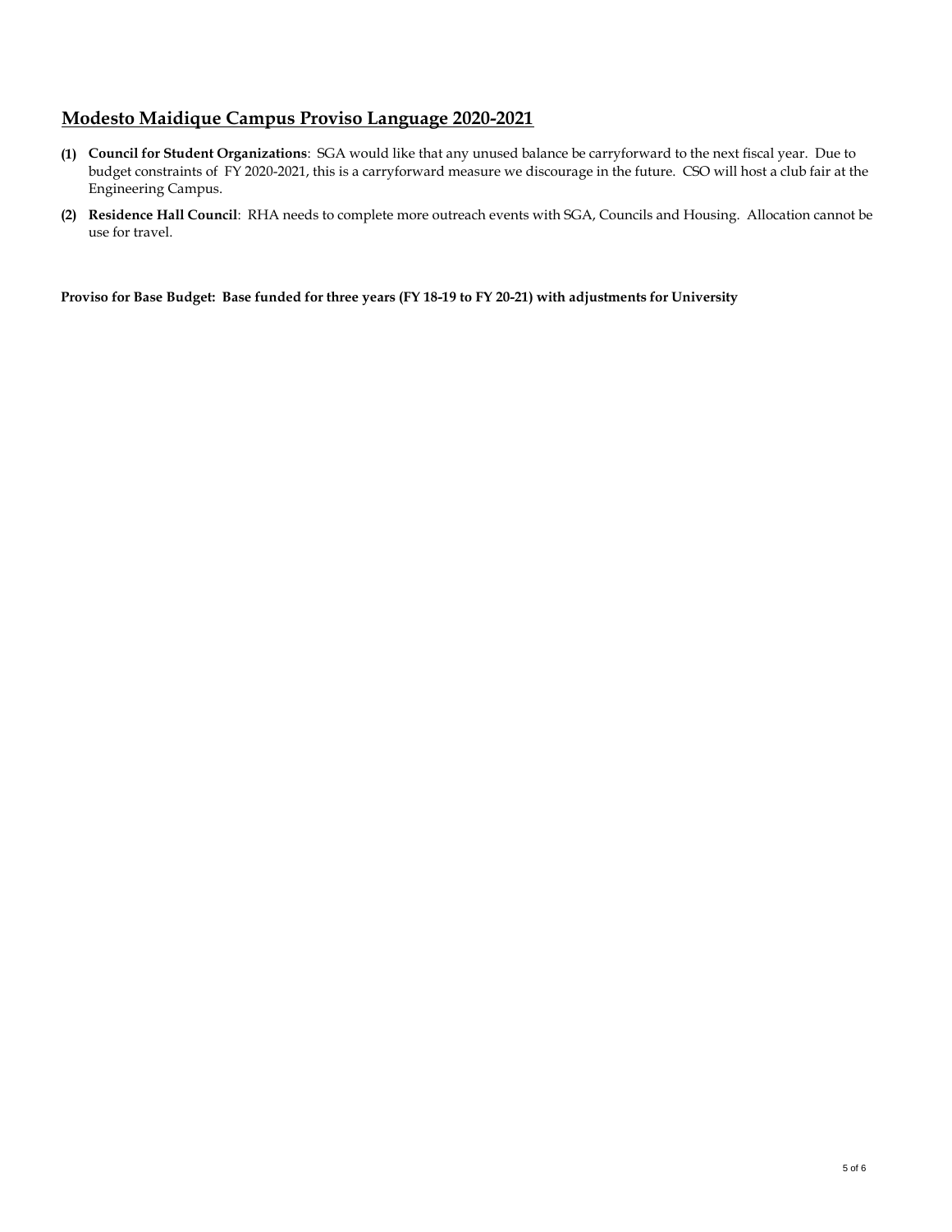## Modesto Maidique Campus Proviso Language 2020-2021

**(1)** **Council for Student Organizations**: SGA would like that any unused balance be carryforward to the next fiscal year. Due to budget constraints of FY 2020-2021, this is a carryforward measure we discourage in the future. CSO will host a club fair at the Engineering Campus.

**(2)** **Residence Hall Council**: RHA needs to complete more outreach events with SGA, Councils and Housing. Allocation cannot be use for travel.

**Proviso for Base Budget: Base funded for three years (FY 18-19 to FY 20-21) with adjustments for University**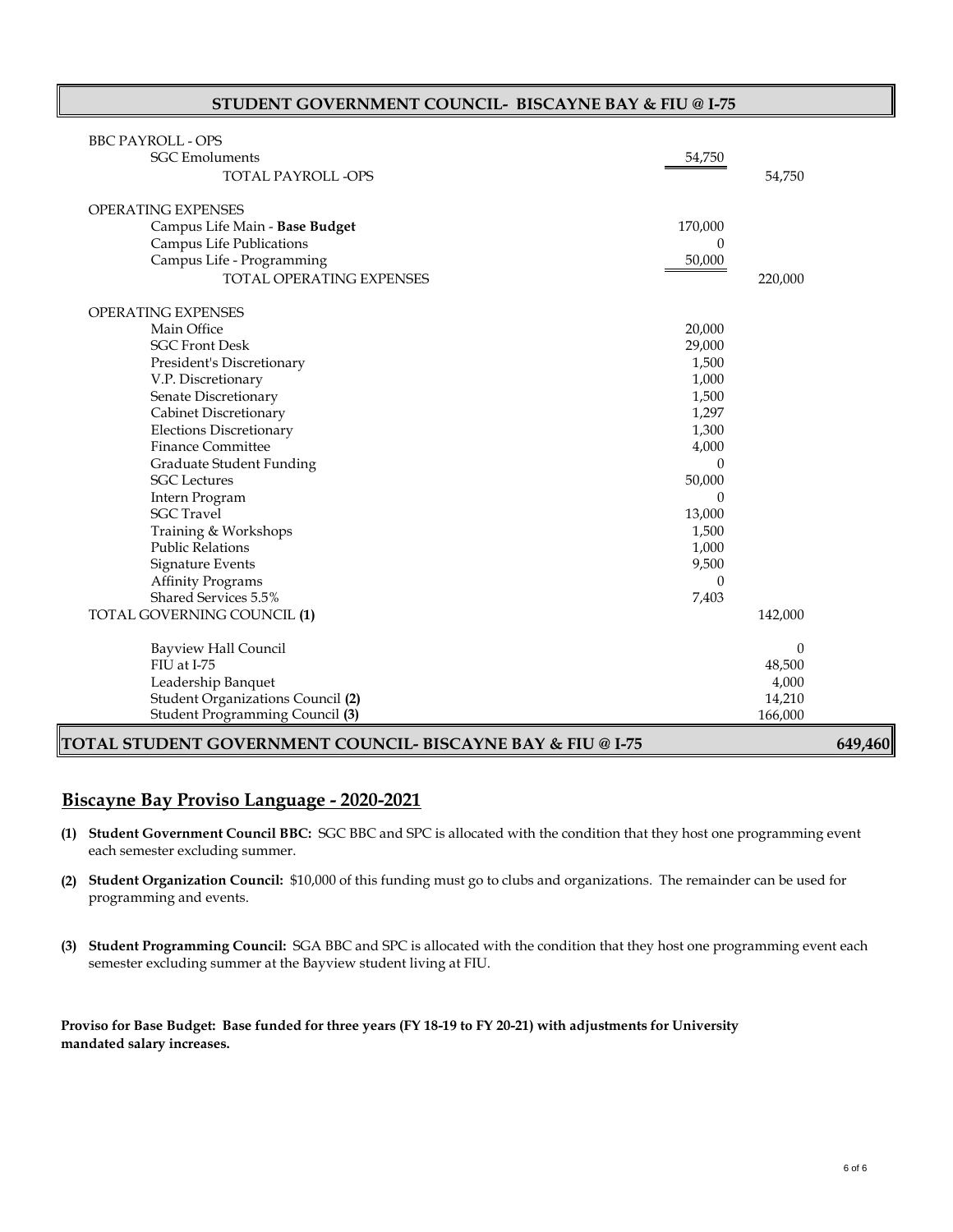## STUDENT GOVERNMENT COUNCIL- BISCAYNE BAY & FIU @ I-75

| | | | |
|---|---|---|---|
| BBC PAYROLL - OPS | | | |
| SGC Emoluments | 54,750 | | |
| TOTAL PAYROLL -OPS | | 54,750 | |
| OPERATING EXPENSES | | | |
| Campus Life Main - **Base Budget** | 170,000 | | |
| Campus Life Publications | 0 | | |
| Campus Life - Programming | 50,000 | | |
| TOTAL OPERATING EXPENSES | | 220,000 | |
| OPERATING EXPENSES | | | |
| Main Office | 20,000 | | |
| SGC Front Desk | 29,000 | | |
| President's Discretionary | 1,500 | | |
| V.P. Discretionary | 1,000 | | |
| Senate Discretionary | 1,500 | | |
| Cabinet Discretionary | 1,297 | | |
| Elections Discretionary | 1,300 | | |
| Finance Committee | 4,000 | | |
| Graduate Student Funding | 0 | | |
| SGC Lectures | 50,000 | | |
| Intern Program | 0 | | |
| SGC Travel | 13,000 | | |
| Training & Workshops | 1,500 | | |
| Public Relations | 1,000 | | |
| Signature Events | 9,500 | | |
| Affinity Programs | 0 | | |
| Shared Services 5.5% | 7,403 | | |
| TOTAL GOVERNING COUNCIL **(1)** | | 142,000 | |
| Bayview Hall Council | | 0 | |
| FIU at I-75 | | 48,500 | |
| Leadership Banquet | | 4,000 | |
| Student Organizations Council **(2)** | | 14,210 | |
| Student Programming Council **(3)** | | 166,000 | |
| **TOTAL STUDENT GOVERNMENT COUNCIL- BISCAYNE BAY & FIU @ I-75** | | | **649,460** |

## Biscayne Bay Proviso Language - 2020-2021

**(1) Student Government Council BBC:** SGC BBC and SPC is allocated with the condition that they host one programming event each semester excluding summer.

**(2) Student Organization Council:** $10,000 of this funding must go to clubs and organizations. The remainder can be used for programming and events.

**(3) Student Programming Council:** SGA BBC and SPC is allocated with the condition that they host one programming event each semester excluding summer at the Bayview student living at FIU.

**Proviso for Base Budget: Base funded for three years (FY 18-19 to FY 20-21) with adjustments for University mandated salary increases.**